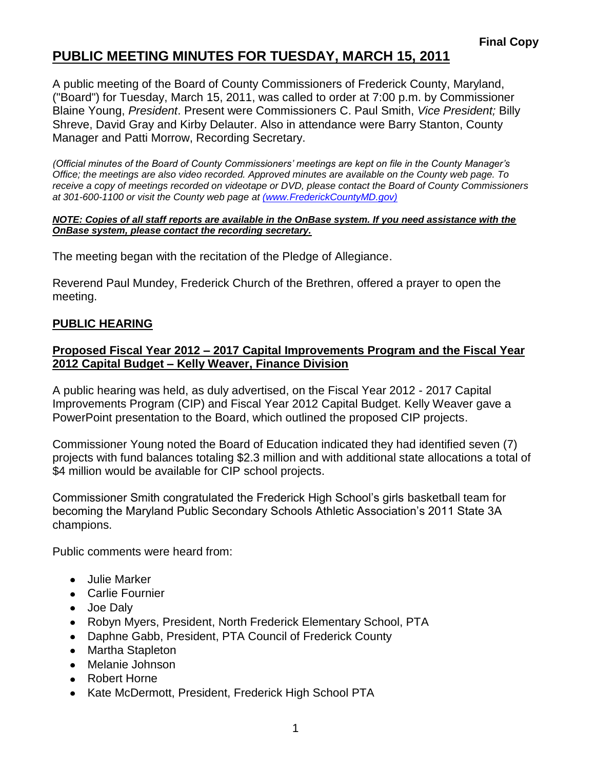**Final Copy**

# PUBLIC MEETING MINUTES FOR TUESDAY, MARCH 15, 2011

A public meeting of the Board of County Commissioners of Frederick County, Maryland, ("Board") for Tuesday, March 15, 2011, was called to order at 7:00 p.m. by Commissioner Blaine Young, *President*. Present were Commissioners C. Paul Smith, *Vice President;* Billy Shreve, David Gray and Kirby Delauter. Also in attendance were Barry Stanton, County Manager and Patti Morrow, Recording Secretary.

*(Official minutes of the Board of County Commissioners' meetings are kept on file in the County Manager's Office; the meetings are also video recorded. Approved minutes are available on the County web page. To receive a copy of meetings recorded on videotape or DVD, please contact the Board of County Commissioners at 301-600-1100 or visit the County web page at (www.FrederickCountyMD.gov)*

***NOTE: Copies of all staff reports are available in the OnBase system. If you need assistance with the OnBase system, please contact the recording secretary.***

The meeting began with the recitation of the Pledge of Allegiance.

Reverend Paul Mundey, Frederick Church of the Brethren, offered a prayer to open the meeting.

## PUBLIC HEARING

### Proposed Fiscal Year 2012 – 2017 Capital Improvements Program and the Fiscal Year 2012 Capital Budget – Kelly Weaver, Finance Division

A public hearing was held, as duly advertised, on the Fiscal Year 2012 - 2017 Capital Improvements Program (CIP) and Fiscal Year 2012 Capital Budget. Kelly Weaver gave a PowerPoint presentation to the Board, which outlined the proposed CIP projects.

Commissioner Young noted the Board of Education indicated they had identified seven (7) projects with fund balances totaling $2.3 million and with additional state allocations a total of $4 million would be available for CIP school projects.

Commissioner Smith congratulated the Frederick High School's girls basketball team for becoming the Maryland Public Secondary Schools Athletic Association's 2011 State 3A champions.

Public comments were heard from:

- Julie Marker
- Carlie Fournier
- Joe Daly
- Robyn Myers, President, North Frederick Elementary School, PTA
- Daphne Gabb, President, PTA Council of Frederick County
- Martha Stapleton
- Melanie Johnson
- Robert Horne
- Kate McDermott, President, Frederick High School PTA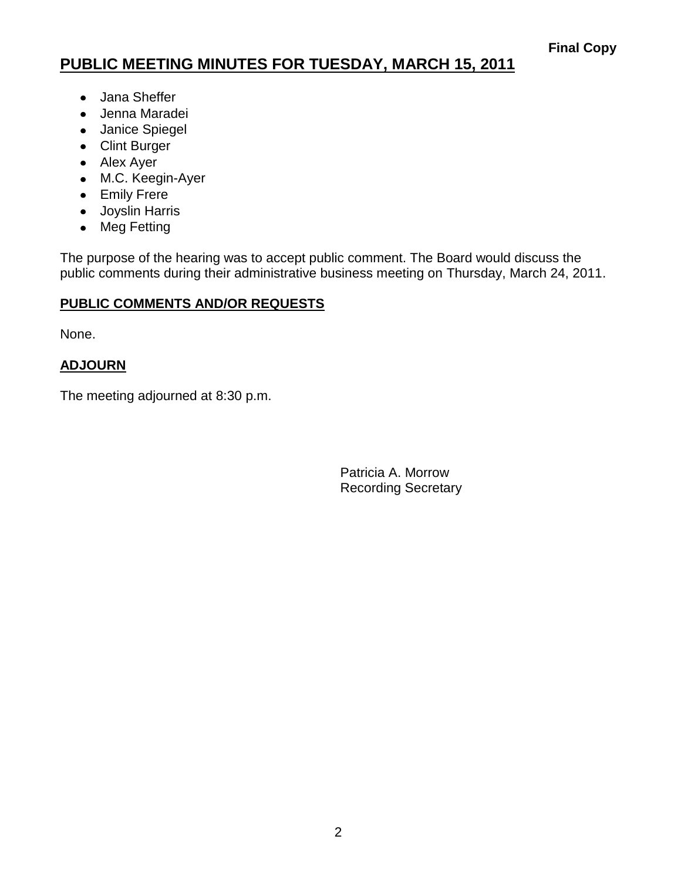**Final Copy**

## PUBLIC MEETING MINUTES FOR TUESDAY, MARCH 15, 2011

- Jana Sheffer
- Jenna Maradei
- Janice Spiegel
- Clint Burger
- Alex Ayer
- M.C. Keegin-Ayer
- Emily Frere
- Joyslin Harris
- Meg Fetting

The purpose of the hearing was to accept public comment. The Board would discuss the public comments during their administrative business meeting on Thursday, March 24, 2011.

### PUBLIC COMMENTS AND/OR REQUESTS

None.

### ADJOURN

The meeting adjourned at 8:30 p.m.

Patricia A. Morrow
Recording Secretary